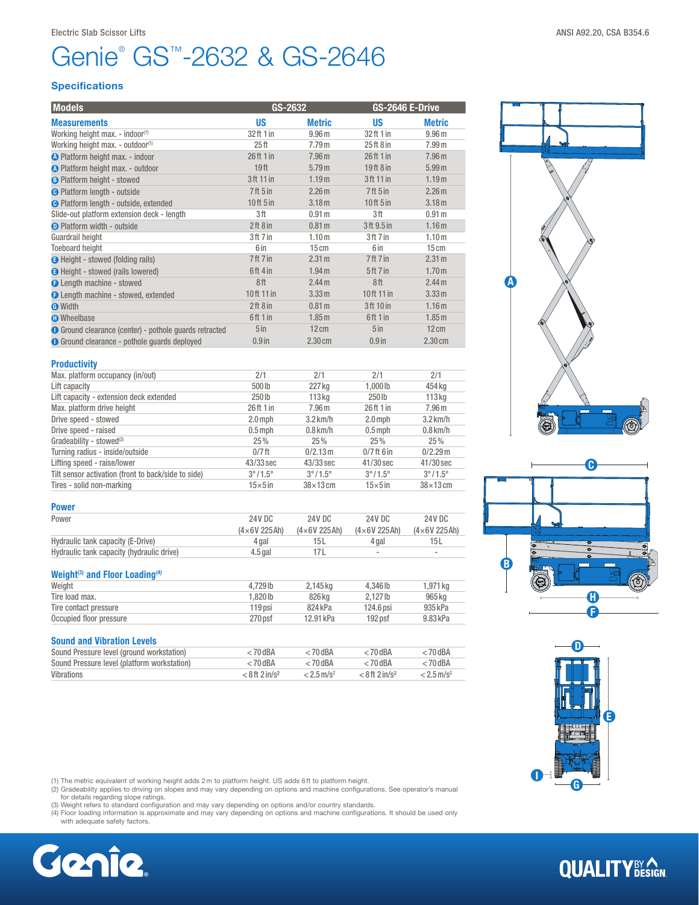Electric Slab Scissor Lifts

ANSI A92.20, CSA B354.6

# Genie® GS™-2632 & GS-2646

## Specifications

| Models | GS-2632 | | GS-2646 E-Drive | |
|---|---|---|---|---|
| **Measurements** | **US** | **Metric** | **US** | **Metric** |
| Working height max. - indoor[1] | 32 ft 1 in | 9.96 m | 32 ft 1 in | 9.96 m |
| Working height max. - outdoor[1] | 25 ft | 7.79 m | 25 ft 8 in | 7.99 m |
| A Platform height max. - indoor | 26 ft 1 in | 7.96 m | 26 ft 1 in | 7.96 m |
| A Platform height max. - outdoor | 19 ft | 5.79 m | 19 ft 8 in | 5.99 m |
| B Platform height - stowed | 3 ft 11 in | 1.19 m | 3 ft 11 in | 1.19 m |
| C Platform length - outside | 7 ft 5 in | 2.26 m | 7 ft 5 in | 2.26 m |
| C Platform length - outside, extended | 10 ft 5 in | 3.18 m | 10 ft 5 in | 3.18 m |
| Slide-out platform extension deck - length | 3 ft | 0.91 m | 3 ft | 0.91 m |
| D Platform width - outside | 2 ft 8 in | 0.81 m | 3 ft 9.5 in | 1.16 m |
| Guardrail height | 3 ft 7 in | 1.10 m | 3 ft 7 in | 1.10 m |
| Toeboard height | 6 in | 15 cm | 6 in | 15 cm |
| E Height - stowed (folding rails) | 7 ft 7 in | 2.31 m | 7 ft 7 in | 2.31 m |
| E Height - stowed (rails lowered) | 6 ft 4 in | 1.94 m | 5 ft 7 in | 1.70 m |
| F Length machine - stowed | 8 ft | 2.44 m | 8 ft | 2.44 m |
| F Length machine - stowed, extended | 10 ft 11 in | 3.33 m | 10 ft 11 in | 3.33 m |
| G Width | 2 ft 8 in | 0.81 m | 3 ft 10 in | 1.16 m |
| H Wheelbase | 6 ft 1 in | 1.85 m | 6 ft 1 in | 1.85 m |
| I Ground clearance (center) - pothole guards retracted | 5 in | 12 cm | 5 in | 12 cm |
| I Ground clearance - pothole guards deployed | 0.9 in | 2.30 cm | 0.9 in | 2.30 cm |

### Productivity

| | | | | |
|---|---|---|---|---|
| Max. platform occupancy (in/out) | 2/1 | 2/1 | 2/1 | 2/1 |
| Lift capacity | 500 lb | 227 kg | 1,000 lb | 454 kg |
| Lift capacity - extension deck extended | 250 lb | 113 kg | 250 lb | 113 kg |
| Max. platform drive height | 26 ft 1 in | 7.96 m | 26 ft 1 in | 7.96 m |
| Drive speed - stowed | 2.0 mph | 3.2 km/h | 2.0 mph | 3.2 km/h |
| Drive speed - raised | 0.5 mph | 0.8 km/h | 0.5 mph | 0.8 km/h |
| Gradeability - stowed[2] | 25% | 25% | 25% | 25% |
| Turning radius - inside/outside | 0/7 ft | 0/2.13 m | 0/7 ft 6 in | 0/2.29 m |
| Lifting speed - raise/lower | 43/33 sec | 43/33 sec | 41/30 sec | 41/30 sec |
| Tilt sensor activation (front to back/side to side) | 3° / 1.5° | 3° / 1.5° | 3° / 1.5° | 3° / 1.5° |
| Tires - solid non-marking | 15×5 in | 38×13 cm | 15×5 in | 38×13 cm |

### Power

| | | | | |
|---|---|---|---|---|
| Power | 24V DC (4×6V 225Ah) | 24V DC (4×6V 225Ah) | 24V DC (4×6V 225Ah) | 24V DC (4×6V 225Ah) |
| Hydraulic tank capacity (E-Drive) | 4 gal | 15 L | 4 gal | 15 L |
| Hydraulic tank capacity (hydraulic drive) | 4.5 gal | 17 L | - | - |

### Weight[3] and Floor Loading[4]

| | | | | |
|---|---|---|---|---|
| Weight | 4,729 lb | 2,145 kg | 4,346 lb | 1,971 kg |
| Tire load max. | 1,820 lb | 826 kg | 2,127 lb | 965 kg |
| Tire contact pressure | 119 psi | 824 kPa | 124.6 psi | 935 kPa |
| Occupied floor pressure | 270 psf | 12.91 kPa | 192 psf | 9.83 kPa |

### Sound and Vibration Levels

| | | | | |
|---|---|---|---|---|
| Sound Pressure level (ground workstation) | < 70 dBA | < 70 dBA | < 70 dBA | < 70 dBA |
| Sound Pressure level (platform workstation) | < 70 dBA | < 70 dBA | < 70 dBA | < 70 dBA |
| Vibrations | < 8 ft 2 in/s² | < 2.5 m/s² | < 8 ft 2 in/s² | < 2.5 m/s² |

(1) The metric equivalent of working height adds 2 m to platform height. US adds 6 ft to platform height.
(2) Gradeability applies to driving on slopes and may vary depending on options and machine configurations. See operator's manual for details regarding slope ratings.
(3) Weight refers to standard configuration and may vary depending on options and/or country standards.
(4) Floor loading information is approximate and may vary depending on options and machine configurations. It should be used only with adequate safety factors.

Genie.

QUALITY BY DESIGN.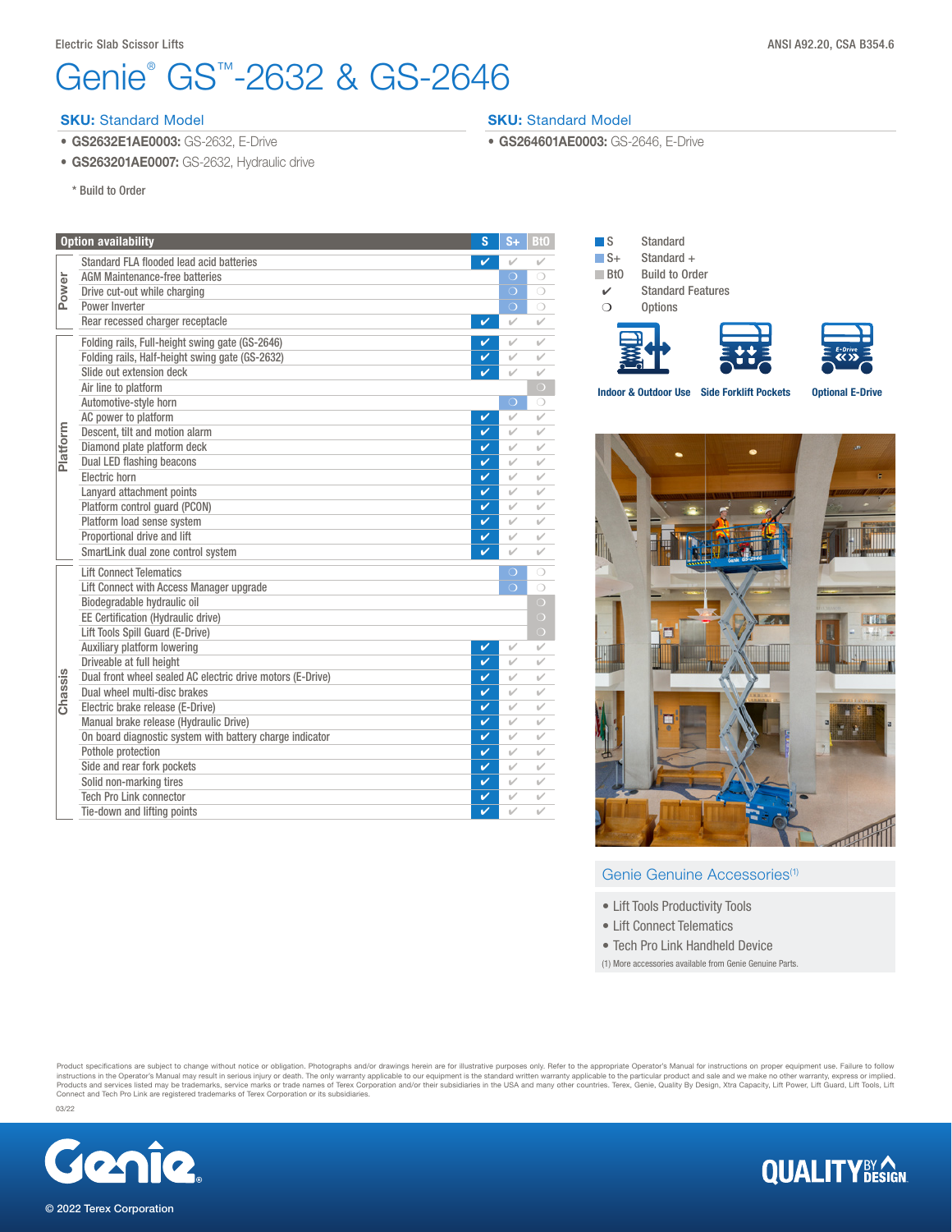Electric Slab Scissor Lifts

ANSI A92.20, CSA B354.6

# Genie® GS™-2632 & GS-2646

**SKU:** Standard Model
- **GS2632E1AE0003:** GS-2632, E-Drive
- **GS263201AE0007:** GS-2632, Hydraulic drive

\* Build to Order

**SKU:** Standard Model
- **GS264601AE0003:** GS-2646, E-Drive

| | Option availability | S | S+ | BtO |
|---|---|---|---|---|
| Power | Standard FLA flooded lead acid batteries | ✔ | ✔ | ✔ |
| | AGM Maintenance-free batteries | | ❍ | ❍ |
| | Drive cut-out while charging | | ❍ | ❍ |
| | Power Inverter | | ❍ | ❍ |
| | Rear recessed charger receptacle | ✔ | ✔ | ✔ |
| Platform | Folding rails, Full-height swing gate (GS-2646) | ✔ | ✔ | ✔ |
| | Folding rails, Half-height swing gate (GS-2632) | ✔ | ✔ | ✔ |
| | Slide out extension deck | ✔ | ✔ | ✔ |
| | Air line to platform | | | ❍ |
| | Automotive-style horn | | ❍ | ❍ |
| | AC power to platform | ✔ | ✔ | ✔ |
| | Descent, tilt and motion alarm | ✔ | ✔ | ✔ |
| | Diamond plate platform deck | ✔ | ✔ | ✔ |
| | Dual LED flashing beacons | ✔ | ✔ | ✔ |
| | Electric horn | ✔ | ✔ | ✔ |
| | Lanyard attachment points | ✔ | ✔ | ✔ |
| | Platform control guard (PCON) | ✔ | ✔ | ✔ |
| | Platform load sense system | ✔ | ✔ | ✔ |
| | Proportional drive and lift | ✔ | ✔ | ✔ |
| | SmartLink dual zone control system | ✔ | ✔ | ✔ |
| Chassis | Lift Connect Telematics | | ❍ | ❍ |
| | Lift Connect with Access Manager upgrade | | ❍ | ❍ |
| | Biodegradable hydraulic oil | | | ❍ |
| | EE Certification (Hydraulic drive) | | | ❍ |
| | Lift Tools Spill Guard (E-Drive) | | | ❍ |
| | Auxiliary platform lowering | ✔ | ✔ | ✔ |
| | Driveable at full height | ✔ | ✔ | ✔ |
| | Dual front wheel sealed AC electric drive motors (E-Drive) | ✔ | ✔ | ✔ |
| | Dual wheel multi-disc brakes | ✔ | ✔ | ✔ |
| | Electric brake release (E-Drive) | ✔ | ✔ | ✔ |
| | Manual brake release (Hydraulic Drive) | ✔ | ✔ | ✔ |
| | On board diagnostic system with battery charge indicator | ✔ | ✔ | ✔ |
| | Pothole protection | ✔ | ✔ | ✔ |
| | Side and rear fork pockets | ✔ | ✔ | ✔ |
| | Solid non-marking tires | ✔ | ✔ | ✔ |
| | Tech Pro Link connector | ✔ | ✔ | ✔ |
| | Tie-down and lifting points | ✔ | ✔ | ✔ |

- S — Standard
- S+ — Standard +
- BtO — Build to Order
- ✔ — Standard Features
- ❍ — Options

Indoor & Outdoor Use | Side Forklift Pockets | Optional E-Drive

## Genie Genuine Accessories[(1)]

- Lift Tools Productivity Tools
- Lift Connect Telematics
- Tech Pro Link Handheld Device

(1) More accessories available from Genie Genuine Parts.

Product specifications are subject to change without notice or obligation. Photographs and/or drawings herein are for illustrative purposes only. Refer to the appropriate Operator's Manual for instructions on proper equipment use. Failure to follow instructions in the Operator's Manual may result in serious injury or death. The only warranty applicable to our equipment is the standard written warranty applicable to the particular product and sale and we make no other warranty, express or implied. Products and services listed may be trademarks, service marks or trade names of Terex Corporation and/or their subsidiaries in the USA and many other countries. Terex, Genie, Quality By Design, Xtra Capacity, Lift Power, Lift Guard, Lift Tools, Lift Connect and Tech Pro Link are registered trademarks of Terex Corporation or its subsidiaries.

03/22

© 2022 Terex Corporation